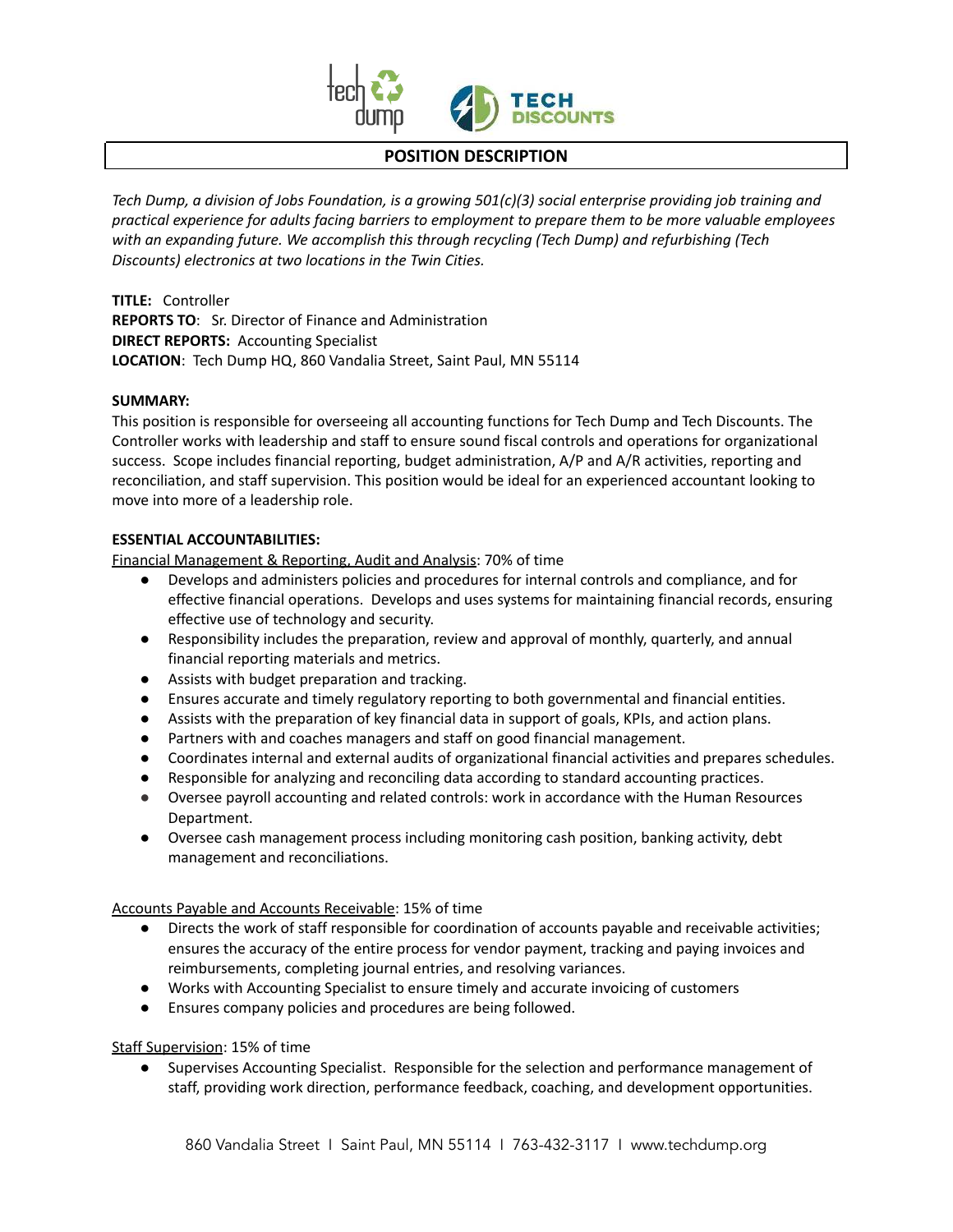# POSITION DESCRIPTION

*Tech Dump, a division of Jobs Foundation, is a growing 501(c)(3) social enterprise providing job training and practical experience for adults facing barriers to employment to prepare them to be more valuable employees with an expanding future. We accomplish this through recycling (Tech Dump) and refurbishing (Tech Discounts) electronics at two locations in the Twin Cities.*

**TITLE:** Controller
**REPORTS TO**: Sr. Director of Finance and Administration
**DIRECT REPORTS:** Accounting Specialist
**LOCATION**: Tech Dump HQ, 860 Vandalia Street, Saint Paul, MN 55114

**SUMMARY:**

This position is responsible for overseeing all accounting functions for Tech Dump and Tech Discounts. The Controller works with leadership and staff to ensure sound fiscal controls and operations for organizational success. Scope includes financial reporting, budget administration, A/P and A/R activities, reporting and reconciliation, and staff supervision. This position would be ideal for an experienced accountant looking to move into more of a leadership role.

**ESSENTIAL ACCOUNTABILITIES:**

<u>Financial Management & Reporting, Audit and Analysis</u>: 70% of time

- Develops and administers policies and procedures for internal controls and compliance, and for effective financial operations. Develops and uses systems for maintaining financial records, ensuring effective use of technology and security.
- Responsibility includes the preparation, review and approval of monthly, quarterly, and annual financial reporting materials and metrics.
- Assists with budget preparation and tracking.
- Ensures accurate and timely regulatory reporting to both governmental and financial entities.
- Assists with the preparation of key financial data in support of goals, KPIs, and action plans.
- Partners with and coaches managers and staff on good financial management.
- Coordinates internal and external audits of organizational financial activities and prepares schedules.
- Responsible for analyzing and reconciling data according to standard accounting practices.
- Oversee payroll accounting and related controls: work in accordance with the Human Resources Department.
- Oversee cash management process including monitoring cash position, banking activity, debt management and reconciliations.

<u>Accounts Payable and Accounts Receivable</u>: 15% of time

- Directs the work of staff responsible for coordination of accounts payable and receivable activities; ensures the accuracy of the entire process for vendor payment, tracking and paying invoices and reimbursements, completing journal entries, and resolving variances.
- Works with Accounting Specialist to ensure timely and accurate invoicing of customers
- Ensures company policies and procedures are being followed.

<u>Staff Supervision</u>: 15% of time

- Supervises Accounting Specialist. Responsible for the selection and performance management of staff, providing work direction, performance feedback, coaching, and development opportunities.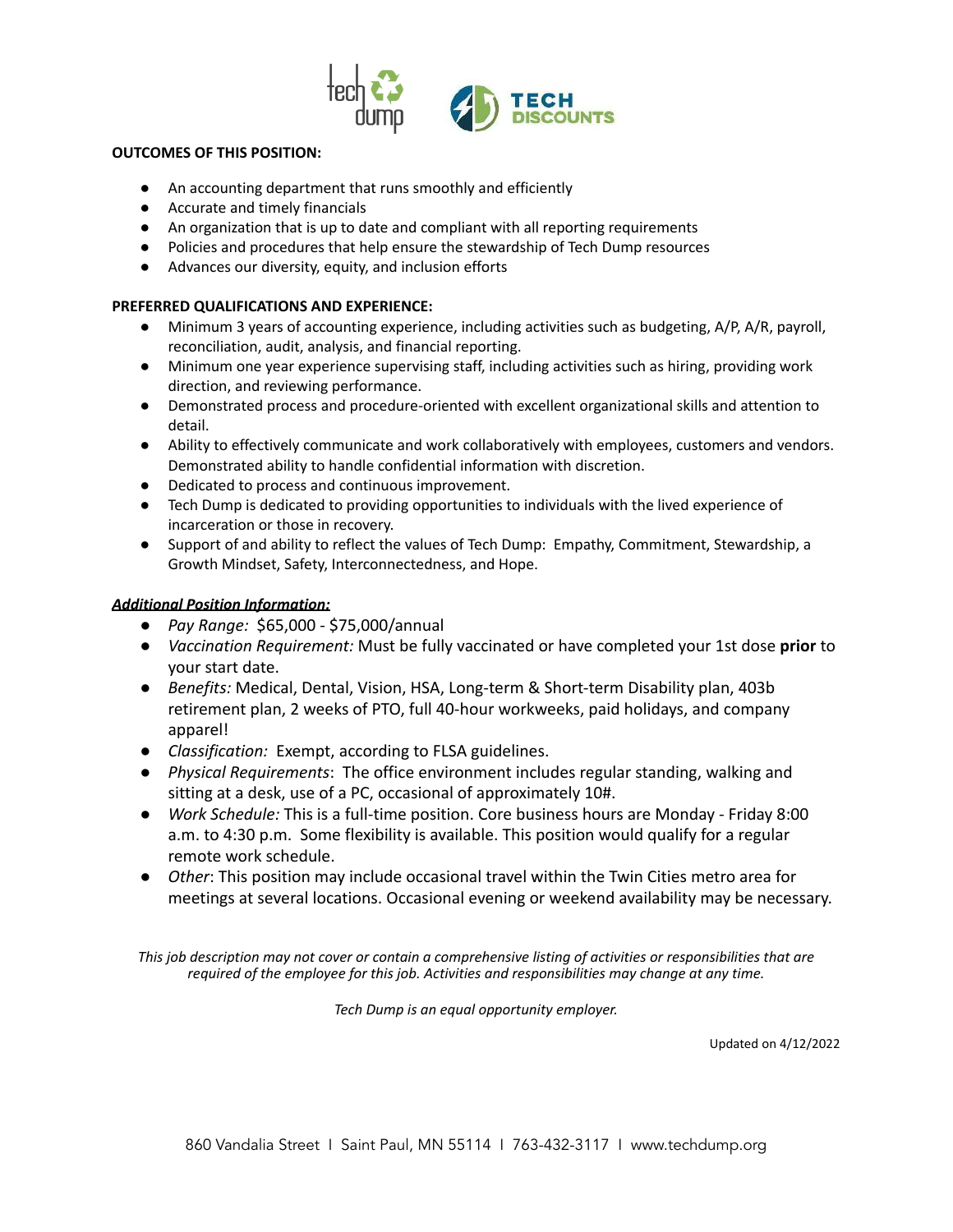**OUTCOMES OF THIS POSITION:**

- An accounting department that runs smoothly and efficiently
- Accurate and timely financials
- An organization that is up to date and compliant with all reporting requirements
- Policies and procedures that help ensure the stewardship of Tech Dump resources
- Advances our diversity, equity, and inclusion efforts

**PREFERRED QUALIFICATIONS AND EXPERIENCE:**

- Minimum 3 years of accounting experience, including activities such as budgeting, A/P, A/R, payroll, reconciliation, audit, analysis, and financial reporting.
- Minimum one year experience supervising staff, including activities such as hiring, providing work direction, and reviewing performance.
- Demonstrated process and procedure-oriented with excellent organizational skills and attention to detail.
- Ability to effectively communicate and work collaboratively with employees, customers and vendors. Demonstrated ability to handle confidential information with discretion.
- Dedicated to process and continuous improvement.
- Tech Dump is dedicated to providing opportunities to individuals with the lived experience of incarceration or those in recovery.
- Support of and ability to reflect the values of Tech Dump: Empathy, Commitment, Stewardship, a Growth Mindset, Safety, Interconnectedness, and Hope.

***Additional Position Information:***

- *Pay Range:* $65,000 - $75,000/annual
- *Vaccination Requirement:* Must be fully vaccinated or have completed your 1st dose **prior** to your start date.
- *Benefits:* Medical, Dental, Vision, HSA, Long-term & Short-term Disability plan, 403b retirement plan, 2 weeks of PTO, full 40-hour workweeks, paid holidays, and company apparel!
- *Classification:* Exempt, according to FLSA guidelines.
- *Physical Requirements*: The office environment includes regular standing, walking and sitting at a desk, use of a PC, occasional of approximately 10#.
- *Work Schedule:* This is a full-time position. Core business hours are Monday - Friday 8:00 a.m. to 4:30 p.m. Some flexibility is available. This position would qualify for a regular remote work schedule.
- *Other*: This position may include occasional travel within the Twin Cities metro area for meetings at several locations. Occasional evening or weekend availability may be necessary.

*This job description may not cover or contain a comprehensive listing of activities or responsibilities that are required of the employee for this job. Activities and responsibilities may change at any time.*

*Tech Dump is an equal opportunity employer.*

Updated on 4/12/2022

860 Vandalia Street I Saint Paul, MN 55114 I 763-432-3117 I www.techdump.org